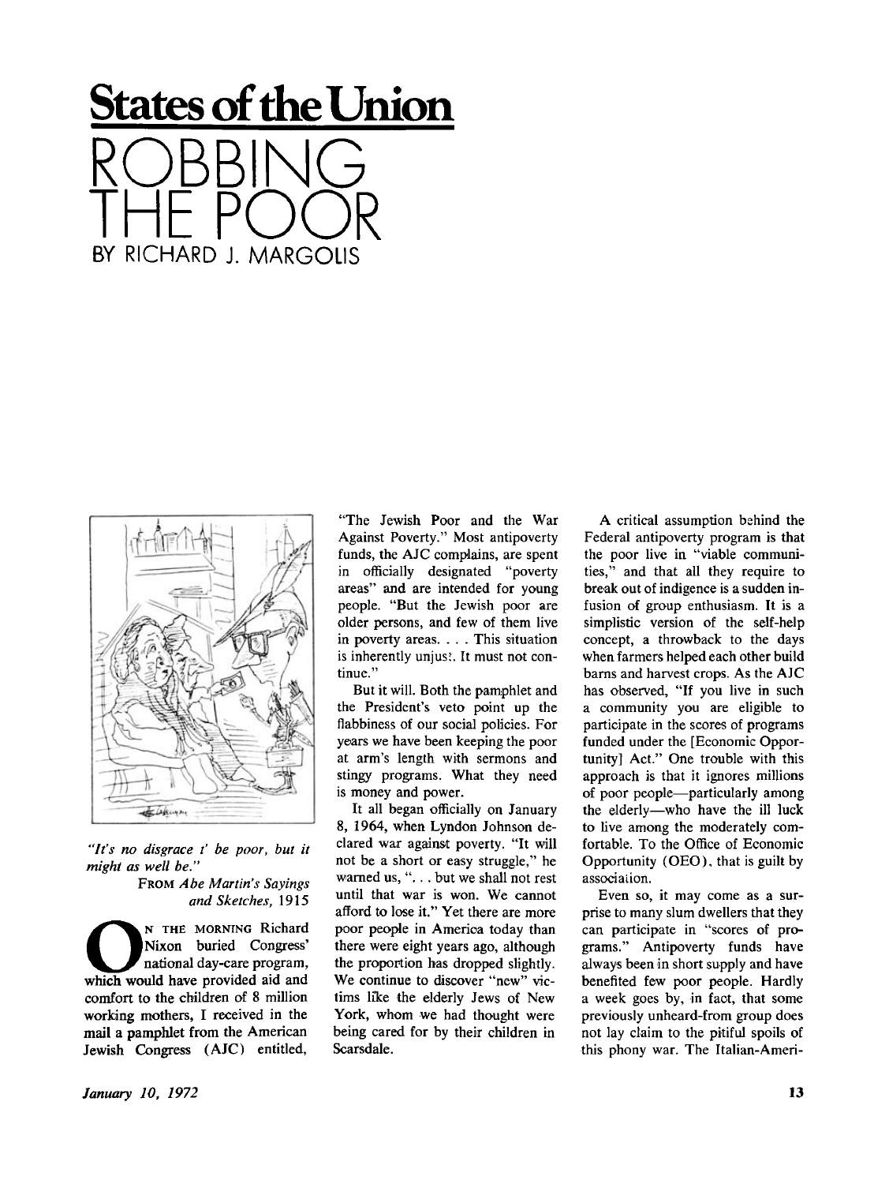# States of the Union

## ROBBING THE POOR

BY RICHARD J. MARGOLIS

*"It's no disgrace t' be poor, but it might as well be."*

FROM *Abe Martin's Sayings and Sketches*, 1915

ON THE MORNING Richard Nixon buried Congress' national day-care program, which would have provided aid and comfort to the children of 8 million working mothers, I received in the mail a pamphlet from the American Jewish Congress (AJC) entitled, "The Jewish Poor and the War Against Poverty." Most antipoverty funds, the AJC complains, are spent in officially designated "poverty areas" and are intended for young people. "But the Jewish poor are older persons, and few of them live in poverty areas. . . . This situation is inherently unjust. It must not continue."

But it will. Both the pamphlet and the President's veto point up the flabbiness of our social policies. For years we have been keeping the poor at arm's length with sermons and stingy programs. What they need is money and power.

It all began officially on January 8, 1964, when Lyndon Johnson declared war against poverty. "It will not be a short or easy struggle," he warned us, ". . . but we shall not rest until that war is won. We cannot afford to lose it." Yet there are more poor people in America today than there were eight years ago, although the proportion has dropped slightly. We continue to discover "new" victims like the elderly Jews of New York, whom we had thought were being cared for by their children in Scarsdale.

A critical assumption behind the Federal antipoverty program is that the poor live in "viable communities," and that all they require to break out of indigence is a sudden infusion of group enthusiasm. It is a simplistic version of the self-help concept, a throwback to the days when farmers helped each other build barns and harvest crops. As the AJC has observed, "If you live in such a community you are eligible to participate in the scores of programs funded under the [Economic Opportunity] Act." One trouble with this approach is that it ignores millions of poor people—particularly among the elderly—who have the ill luck to live among the moderately comfortable. To the Office of Economic Opportunity (OEO), that is guilt by association.

Even so, it may come as a surprise to many slum dwellers that they can participate in "scores of programs." Antipoverty funds have always been in short supply and have benefited few poor people. Hardly a week goes by, in fact, that some previously unheard-from group does not lay claim to the pitiful spoils of this phony war. The Italian-Ameri-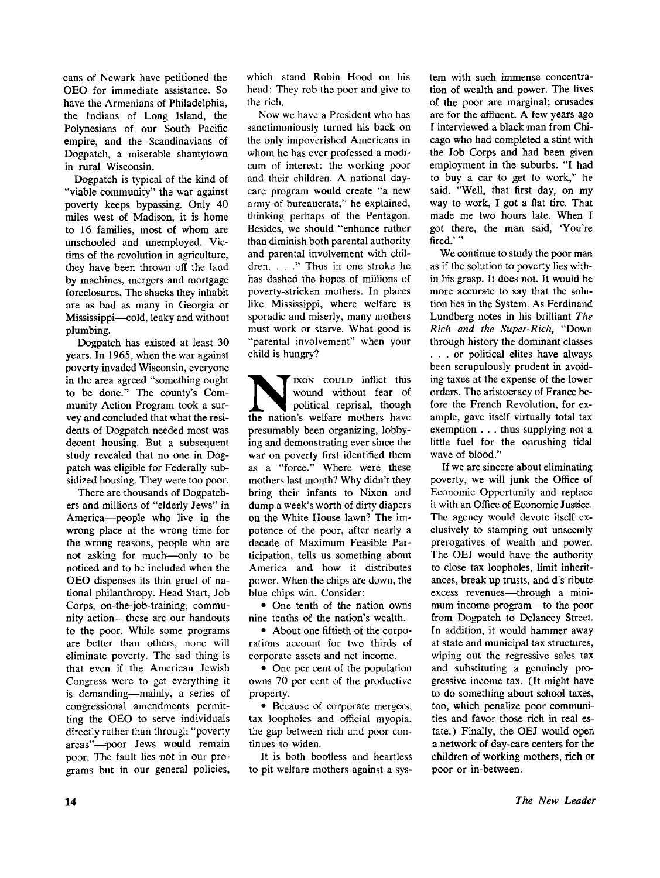cans of Newark have petitioned the OEO for immediate assistance. So have the Armenians of Philadelphia, the Indians of Long Island, the Polynesians of our South Pacific empire, and the Scandinavians of Dogpatch, a miserable shantytown in rural Wisconsin.

Dogpatch is typical of the kind of "viable community" the war against poverty keeps bypassing. Only 40 miles west of Madison, it is home to 16 families, most of whom are unschooled and unemployed. Victims of the revolution in agriculture, they have been thrown off the land by machines, mergers and mortgage foreclosures. The shacks they inhabit are as bad as many in Georgia or Mississippi—cold, leaky and without plumbing.

Dogpatch has existed at least 30 years. In 1965, when the war against poverty invaded Wisconsin, everyone in the area agreed "something ought to be done." The county's Community Action Program took a survey and concluded that what the residents of Dogpatch needed most was decent housing. But a subsequent study revealed that no one in Dogpatch was eligible for Federally subsidized housing. They were too poor.

There are thousands of Dogpatchers and millions of "elderly Jews" in America—people who live in the wrong place at the wrong time for the wrong reasons, people who are not asking for much—only to be noticed and to be included when the OEO dispenses its thin gruel of national philanthropy. Head Start, Job Corps, on-the-job-training, community action—these are our handouts to the poor. While some programs are better than others, none will eliminate poverty. The sad thing is that even if the American Jewish Congress were to get everything it is demanding—mainly, a series of congressional amendments permitting the OEO to serve individuals directly rather than through "poverty areas"—poor Jews would remain poor. The fault lies not in our programs but in our general policies, which stand Robin Hood on his head: They rob the poor and give to the rich.

Now we have a President who has sanctimoniously turned his back on the only impoverished Americans in whom he has ever professed a modicum of interest: the working poor and their children. A national daycare program would create "a new army of bureaucrats," he explained, thinking perhaps of the Pentagon. Besides, we should "enhance rather than diminish both parental authority and parental involvement with children. . . ." Thus in one stroke he has dashed the hopes of millions of poverty-stricken mothers. In places like Mississippi, where welfare is sporadic and miserly, many mothers must work or starve. What good is "parental involvement" when your child is hungry?

Nixon could inflict this wound without fear of political reprisal, though the nation's welfare mothers have presumably been organizing, lobbying and demonstrating ever since the war on poverty first identified them as a "force." Where were these mothers last month? Why didn't they bring their infants to Nixon and dump a week's worth of dirty diapers on the White House lawn? The impotence of the poor, after nearly a decade of Maximum Feasible Participation, tells us something about America and how it distributes power. When the chips are down, the blue chips win. Consider:

- One tenth of the nation owns nine tenths of the nation's wealth.
- About one fiftieth of the corporations account for two thirds of corporate assets and net income.
- One per cent of the population owns 70 per cent of the productive property.
- Because of corporate mergers, tax loopholes and official myopia, the gap between rich and poor continues to widen.

It is both bootless and heartless to pit welfare mothers against a system with such immense concentration of wealth and power. The lives of the poor are marginal; crusades are for the affluent. A few years ago I interviewed a black man from Chicago who had completed a stint with the Job Corps and had been given employment in the suburbs. "I had to buy a car to get to work," he said. "Well, that first day, on my way to work, I got a flat tire. That made me two hours late. When I got there, the man said, 'You're fired.' "

We continue to study the poor man as if the solution to poverty lies within his grasp. It does not. It would be more accurate to say that the solution lies in the System. As Ferdinand Lundberg notes in his brilliant *The Rich and the Super-Rich,* "Down through history the dominant classes . . . or political elites have always been scrupulously prudent in avoiding taxes at the expense of the lower orders. The aristocracy of France before the French Revolution, for example, gave itself virtually total tax exemption . . . thus supplying not a little fuel for the onrushing tidal wave of blood."

If we are sincere about eliminating poverty, we will junk the Office of Economic Opportunity and replace it with an Office of Economic Justice. The agency would devote itself exclusively to stamping out unseemly prerogatives of wealth and power. The OEJ would have the authority to close tax loopholes, limit inheritances, break up trusts, and distribute excess revenues—through a minimum income program—to the poor from Dogpatch to Delancey Street. In addition, it would hammer away at state and municipal tax structures, wiping out the regressive sales tax and substituting a genuinely progressive income tax. (It might have to do something about school taxes, too, which penalize poor communities and favor those rich in real estate.) Finally, the OEJ would open a network of day-care centers for the children of working mothers, rich or poor or in-between.